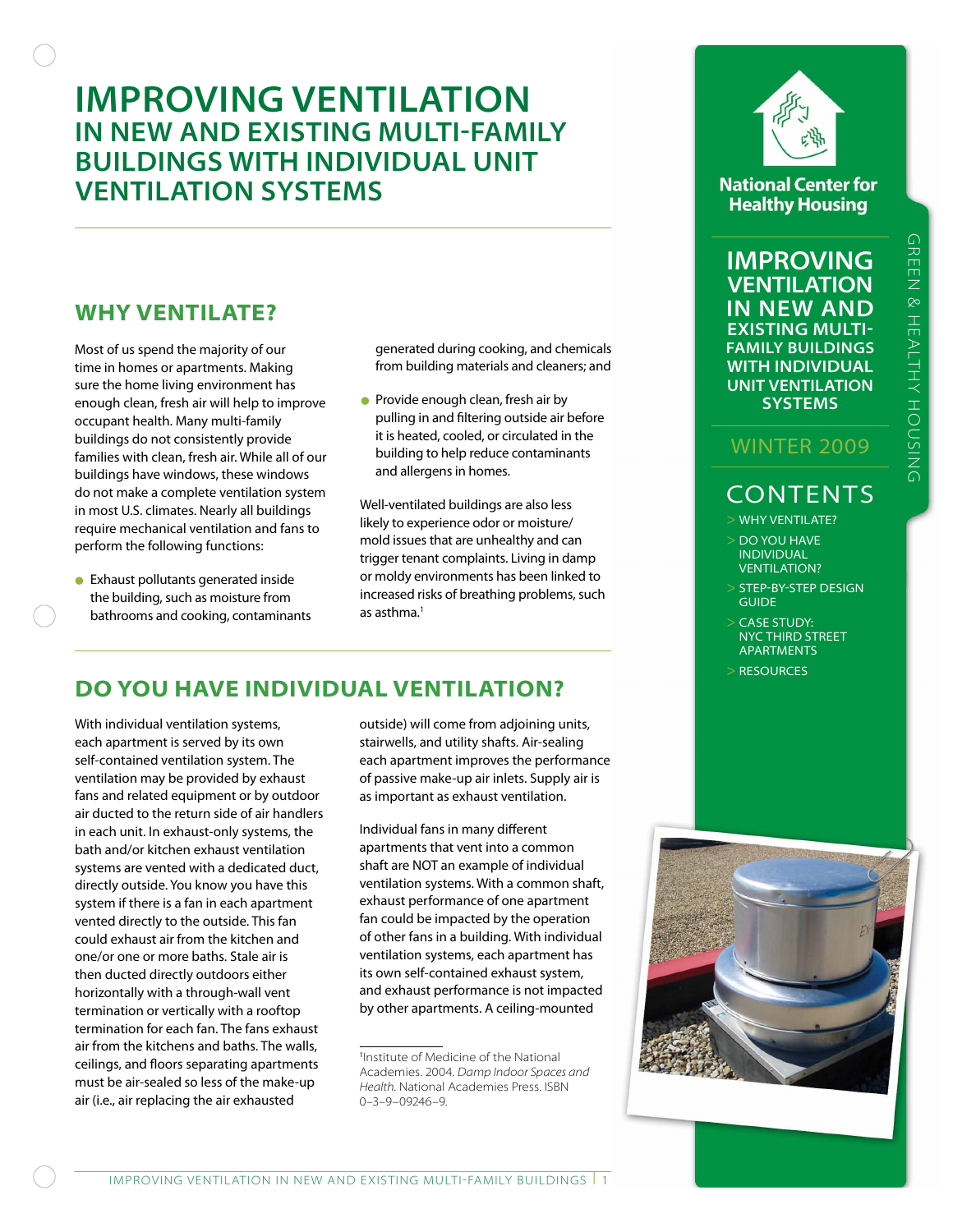# IMPROVING VENTILATION IN NEW AND EXISTING MULTI-FAMILY BUILDINGS WITH INDIVIDUAL UNIT VENTILATION SYSTEMS

## WHY VENTILATE?

Most of us spend the majority of our time in homes or apartments. Making sure the home living environment has enough clean, fresh air will help to improve occupant health. Many multi-family buildings do not consistently provide families with clean, fresh air. While all of our buildings have windows, these windows do not make a complete ventilation system in most U.S. climates. Nearly all buildings require mechanical ventilation and fans to perform the following functions:

- Exhaust pollutants generated inside the building, such as moisture from bathrooms and cooking, contaminants generated during cooking, and chemicals from building materials and cleaners; and
- Provide enough clean, fresh air by pulling in and filtering outside air before it is heated, cooled, or circulated in the building to help reduce contaminants and allergens in homes.

Well-ventilated buildings are also less likely to experience odor or moisture/mold issues that are unhealthy and can trigger tenant complaints. Living in damp or moldy environments has been linked to increased risks of breathing problems, such as asthma.[1]

## DO YOU HAVE INDIVIDUAL VENTILATION?

With individual ventilation systems, each apartment is served by its own self-contained ventilation system. The ventilation may be provided by exhaust fans and related equipment or by outdoor air ducted to the return side of air handlers in each unit. In exhaust-only systems, the bath and/or kitchen exhaust ventilation systems are vented with a dedicated duct, directly outside. You know you have this system if there is a fan in each apartment vented directly to the outside. This fan could exhaust air from the kitchen and one/or one or more baths. Stale air is then ducted directly outdoors either horizontally with a through-wall vent termination or vertically with a rooftop termination for each fan. The fans exhaust air from the kitchens and baths. The walls, ceilings, and floors separating apartments must be air-sealed so less of the make-up air (i.e., air replacing the air exhausted outside) will come from adjoining units, stairwells, and utility shafts. Air-sealing each apartment improves the performance of passive make-up air inlets. Supply air is as important as exhaust ventilation.

Individual fans in many different apartments that vent into a common shaft are NOT an example of individual ventilation systems. With a common shaft, exhaust performance of one apartment fan could be impacted by the operation of other fans in a building. With individual ventilation systems, each apartment has its own self-contained exhaust system, and exhaust performance is not impacted by other apartments. A ceiling-mounted

[1] Institute of Medicine of the National Academies. 2004. *Damp Indoor Spaces and Health*. National Academies Press. ISBN 0–3–9–09246–9.

---

**National Center for Healthy Housing**

GREEN & HEALTHY HOUSING

**IMPROVING VENTILATION IN NEW AND EXISTING MULTI-FAMILY BUILDINGS WITH INDIVIDUAL UNIT VENTILATION SYSTEMS**

WINTER 2009

**CONTENTS**

- > WHY VENTILATE?
- > DO YOU HAVE INDIVIDUAL VENTILATION?
- > STEP-BY-STEP DESIGN GUIDE
- > CASE STUDY: NYC THIRD STREET APARTMENTS
- > RESOURCES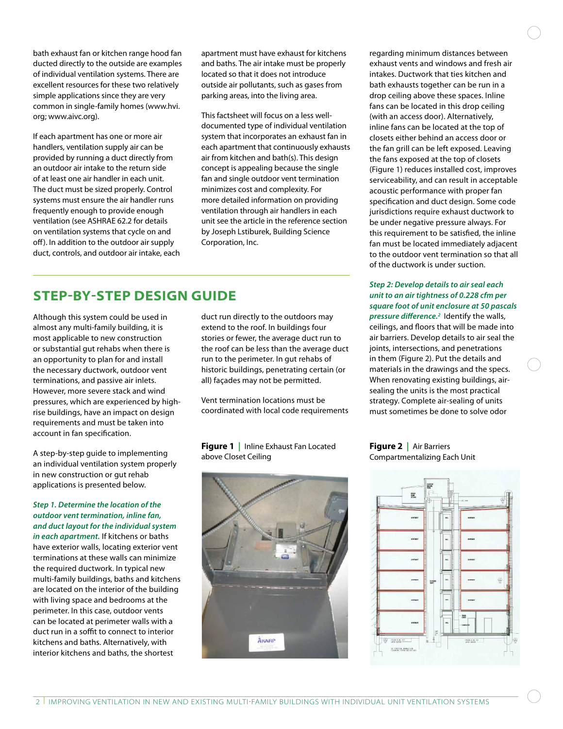bath exhaust fan or kitchen range hood fan ducted directly to the outside are examples of individual ventilation systems. There are excellent resources for these two relatively simple applications since they are very common in single-family homes (www.hvi.org; www.aivc.org).

If each apartment has one or more air handlers, ventilation supply air can be provided by running a duct directly from an outdoor air intake to the return side of at least one air handler in each unit. The duct must be sized properly. Control systems must ensure the air handler runs frequently enough to provide enough ventilation (see ASHRAE 62.2 for details on ventilation systems that cycle on and off). In addition to the outdoor air supply duct, controls, and outdoor air intake, each apartment must have exhaust for kitchens and baths. The air intake must be properly located so that it does not introduce outside air pollutants, such as gases from parking areas, into the living area.

This factsheet will focus on a less well-documented type of individual ventilation system that incorporates an exhaust fan in each apartment that continuously exhausts air from kitchen and bath(s). This design concept is appealing because the single fan and single outdoor vent termination minimizes cost and complexity. For more detailed information on providing ventilation through air handlers in each unit see the article in the reference section by Joseph Lstiburek, Building Science Corporation, Inc.

## STEP-BY-STEP DESIGN GUIDE

Although this system could be used in almost any multi-family building, it is most applicable to new construction or substantial gut rehabs when there is an opportunity to plan for and install the necessary ductwork, outdoor vent terminations, and passive air inlets. However, more severe stack and wind pressures, which are experienced by high-rise buildings, have an impact on design requirements and must be taken into account in fan specification.

A step-by-step guide to implementing an individual ventilation system properly in new construction or gut rehab applications is presented below.

***Step 1. Determine the location of the outdoor vent termination, inline fan, and duct layout for the individual system in each apartment.*** If kitchens or baths have exterior walls, locating exterior vent terminations at these walls can minimize the required ductwork. In typical new multi-family buildings, baths and kitchens are located on the interior of the building with living space and bedrooms at the perimeter. In this case, outdoor vents can be located at perimeter walls with a duct run in a soffit to connect to interior kitchens and baths. Alternatively, with interior kitchens and baths, the shortest duct run directly to the outdoors may extend to the roof. In buildings four stories or fewer, the average duct run to the roof can be less than the average duct run to the perimeter. In gut rehabs of historic buildings, penetrating certain (or all) façades may not be permitted.

Vent termination locations must be coordinated with local code requirements regarding minimum distances between exhaust vents and windows and fresh air intakes. Ductwork that ties kitchen and bath exhausts together can be run in a drop ceiling above these spaces. Inline fans can be located in this drop ceiling (with an access door). Alternatively, inline fans can be located at the top of closets either behind an access door or the fan grill can be left exposed. Leaving the fans exposed at the top of closets (Figure 1) reduces installed cost, improves serviceability, and can result in acceptable acoustic performance with proper fan specification and duct design. Some code jurisdictions require exhaust ductwork to be under negative pressure always. For this requirement to be satisfied, the inline fan must be located immediately adjacent to the outdoor vent termination so that all of the ductwork is under suction.

**Figure 1** | Inline Exhaust Fan Located above Closet Ceiling

***Step 2: Develop details to air seal each unit to an air tightness of 0.228 cfm per square foot of unit enclosure at 50 pascals pressure difference.[2]*** Identify the walls, ceilings, and floors that will be made into air barriers. Develop details to air seal the joints, intersections, and penetrations in them (Figure 2). Put the details and materials in the drawings and the specs. When renovating existing buildings, air-sealing the units is the most practical strategy. Complete air-sealing of units must sometimes be done to solve odor

**Figure 2** | Air Barriers Compartmentalizing Each Unit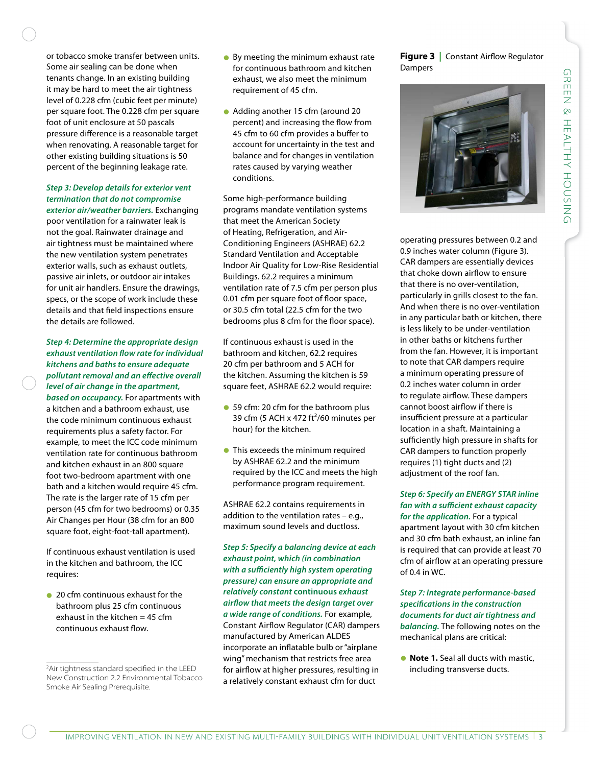or tobacco smoke transfer between units. Some air sealing can be done when tenants change. In an existing building it may be hard to meet the air tightness level of 0.228 cfm (cubic feet per minute) per square foot. The 0.228 cfm per square foot of unit enclosure at 50 pascals pressure difference is a reasonable target when renovating. A reasonable target for other existing building situations is 50 percent of the beginning leakage rate.

***Step 3: Develop details for exterior vent termination that do not compromise exterior air/weather barriers.*** Exchanging poor ventilation for a rainwater leak is not the goal. Rainwater drainage and air tightness must be maintained where the new ventilation system penetrates exterior walls, such as exhaust outlets, passive air inlets, or outdoor air intakes for unit air handlers. Ensure the drawings, specs, or the scope of work include these details and that field inspections ensure the details are followed.

***Step 4: Determine the appropriate design exhaust ventilation flow rate for individual kitchens and baths to ensure adequate pollutant removal and an effective overall level of air change in the apartment, based on occupancy.*** For apartments with a kitchen and a bathroom exhaust, use the code minimum continuous exhaust requirements plus a safety factor. For example, to meet the ICC code minimum ventilation rate for continuous bathroom and kitchen exhaust in an 800 square foot two-bedroom apartment with one bath and a kitchen would require 45 cfm. The rate is the larger rate of 15 cfm per person (45 cfm for two bedrooms) or 0.35 Air Changes per Hour (38 cfm for an 800 square foot, eight-foot-tall apartment).

If continuous exhaust ventilation is used in the kitchen and bathroom, the ICC requires:

- 20 cfm continuous exhaust for the bathroom plus 25 cfm continuous exhaust in the kitchen = 45 cfm continuous exhaust flow.
- By meeting the minimum exhaust rate for continuous bathroom and kitchen exhaust, we also meet the minimum requirement of 45 cfm.
- Adding another 15 cfm (around 20 percent) and increasing the flow from 45 cfm to 60 cfm provides a buffer to account for uncertainty in the test and balance and for changes in ventilation rates caused by varying weather conditions.

Some high-performance building programs mandate ventilation systems that meet the American Society of Heating, Refrigeration, and Air-Conditioning Engineers (ASHRAE) 62.2 Standard Ventilation and Acceptable Indoor Air Quality for Low-Rise Residential Buildings. 62.2 requires a minimum ventilation rate of 7.5 cfm per person plus 0.01 cfm per square foot of floor space, or 30.5 cfm total (22.5 cfm for the two bedrooms plus 8 cfm for the floor space).

If continuous exhaust is used in the bathroom and kitchen, 62.2 requires 20 cfm per bathroom and 5 ACH for the kitchen. Assuming the kitchen is 59 square feet, ASHRAE 62.2 would require:

- 59 cfm: 20 cfm for the bathroom plus 39 cfm (5 ACH x 472 ft$^3$/60 minutes per hour) for the kitchen.
- This exceeds the minimum required by ASHRAE 62.2 and the minimum required by the ICC and meets the high performance program requirement.

ASHRAE 62.2 contains requirements in addition to the ventilation rates – e.g., maximum sound levels and ductloss.

***Step 5: Specify a balancing device at each exhaust point, which (in combination with a sufficiently high system operating pressure) can ensure an appropriate and relatively constant continuous exhaust airflow that meets the design target over a wide range of conditions.*** For example, Constant Airflow Regulator (CAR) dampers manufactured by American ALDES incorporate an inflatable bulb or "airplane wing" mechanism that restricts free area for airflow at higher pressures, resulting in a relatively constant exhaust cfm for duct operating pressures between 0.2 and 0.9 inches water column (Figure 3). CAR dampers are essentially devices that choke down airflow to ensure that there is no over-ventilation, particularly in grills closest to the fan. And when there is no over-ventilation in any particular bath or kitchen, there is less likely to be under-ventilation in other baths or kitchens further from the fan. However, it is important to note that CAR dampers require a minimum operating pressure of 0.2 inches water column in order to regulate airflow. These dampers cannot boost airflow if there is insufficient pressure at a particular location in a shaft. Maintaining a sufficiently high pressure in shafts for CAR dampers to function properly requires (1) tight ducts and (2) adjustment of the roof fan.

**Figure 3** | Constant Airflow Regulator Dampers

***Step 6: Specify an ENERGY STAR inline fan with a sufficient exhaust capacity for the application.*** For a typical apartment layout with 30 cfm kitchen and 30 cfm bath exhaust, an inline fan is required that can provide at least 70 cfm of airflow at an operating pressure of 0.4 in WC.

***Step 7: Integrate performance-based specifications in the construction documents for duct air tightness and balancing.*** The following notes on the mechanical plans are critical:

- **Note 1.** Seal all ducts with mastic, including transverse ducts.

[2]Air tightness standard specified in the LEED New Construction 2.2 Environmental Tobacco Smoke Air Sealing Prerequisite.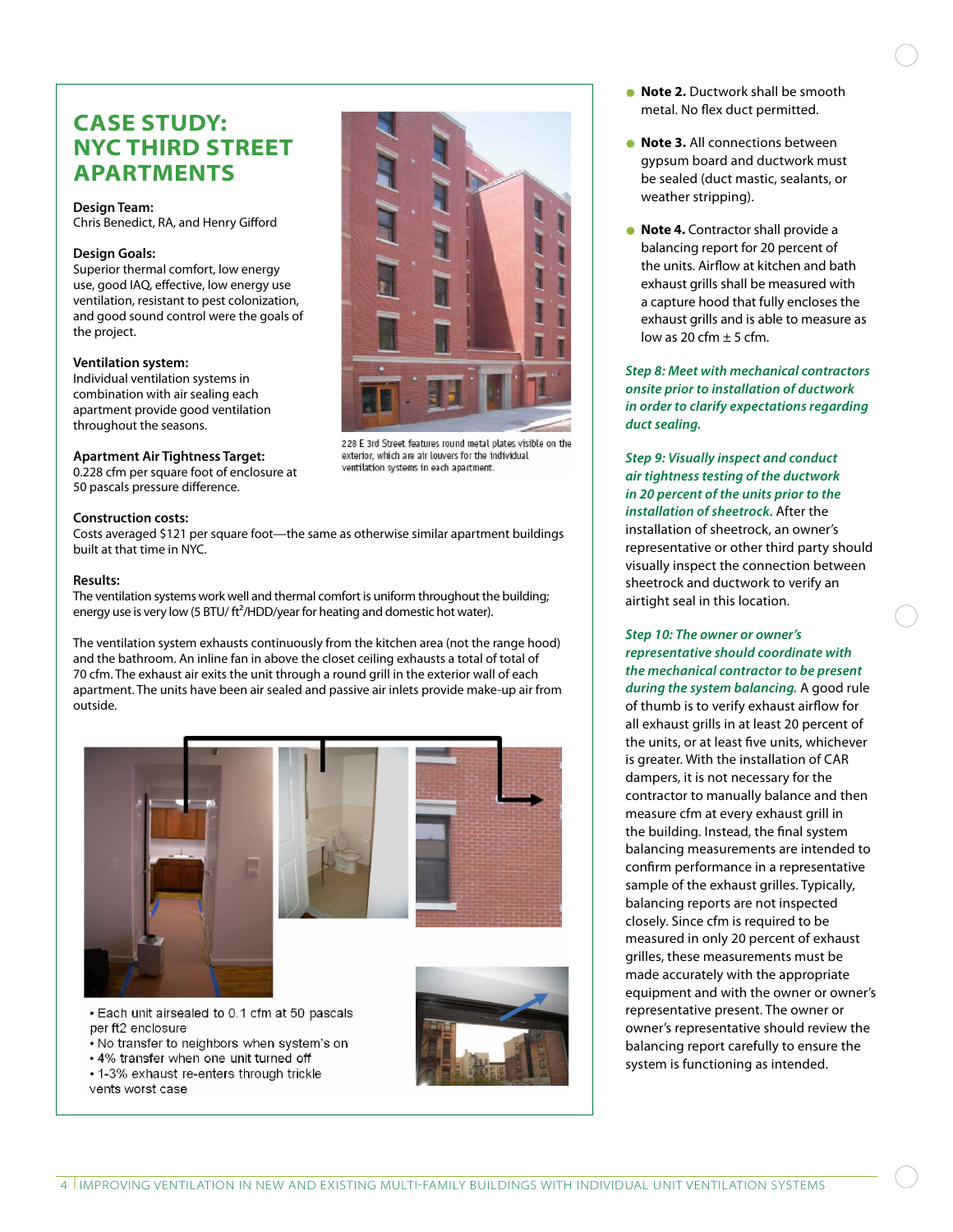# CASE STUDY: NYC THIRD STREET APARTMENTS

**Design Team:**
Chris Benedict, RA, and Henry Gifford

**Design Goals:**
Superior thermal comfort, low energy use, good IAQ, effective, low energy use ventilation, resistant to pest colonization, and good sound control were the goals of the project.

**Ventilation system:**
Individual ventilation systems in combination with air sealing each apartment provide good ventilation throughout the seasons.

**Apartment Air Tightness Target:**
0.228 cfm per square foot of enclosure at 50 pascals pressure difference.

228 E 3rd Street features round metal plates visible on the exterior, which are air louvers for the individual ventilation systems in each apartment.

**Construction costs:**
Costs averaged $121 per square foot—the same as otherwise similar apartment buildings built at that time in NYC.

**Results:**
The ventilation systems work well and thermal comfort is uniform throughout the building; energy use is very low (5 BTU/ $ft^2$/HDD/year for heating and domestic hot water).

The ventilation system exhausts continuously from the kitchen area (not the range hood) and the bathroom. An inline fan in above the closet ceiling exhausts a total of total of 70 cfm. The exhaust air exits the unit through a round grill in the exterior wall of each apartment. The units have been air sealed and passive air inlets provide make-up air from outside.

- Each unit airsealed to 0.1 cfm at 50 pascals per ft2 enclosure
- No transfer to neighbors when system's on
- 4% transfer when one unit turned off
- 1-3% exhaust re-enters through trickle vents worst case

- **Note 2.** Ductwork shall be smooth metal. No flex duct permitted.
- **Note 3.** All connections between gypsum board and ductwork must be sealed (duct mastic, sealants, or weather stripping).
- **Note 4.** Contractor shall provide a balancing report for 20 percent of the units. Airflow at kitchen and bath exhaust grills shall be measured with a capture hood that fully encloses the exhaust grills and is able to measure as low as 20 cfm ± 5 cfm.

***Step 8: Meet with mechanical contractors onsite prior to installation of ductwork in order to clarify expectations regarding duct sealing.***

***Step 9: Visually inspect and conduct air tightness testing of the ductwork in 20 percent of the units prior to the installation of sheetrock.*** After the installation of sheetrock, an owner's representative or other third party should visually inspect the connection between sheetrock and ductwork to verify an airtight seal in this location.

***Step 10: The owner or owner's representative should coordinate with the mechanical contractor to be present during the system balancing.*** A good rule of thumb is to verify exhaust airflow for all exhaust grills in at least 20 percent of the units, or at least five units, whichever is greater. With the installation of CAR dampers, it is not necessary for the contractor to manually balance and then measure cfm at every exhaust grill in the building. Instead, the final system balancing measurements are intended to confirm performance in a representative sample of the exhaust grilles. Typically, balancing reports are not inspected closely. Since cfm is required to be measured in only 20 percent of exhaust grilles, these measurements must be made accurately with the appropriate equipment and with the owner or owner's representative present. The owner or owner's representative should review the balancing report carefully to ensure the system is functioning as intended.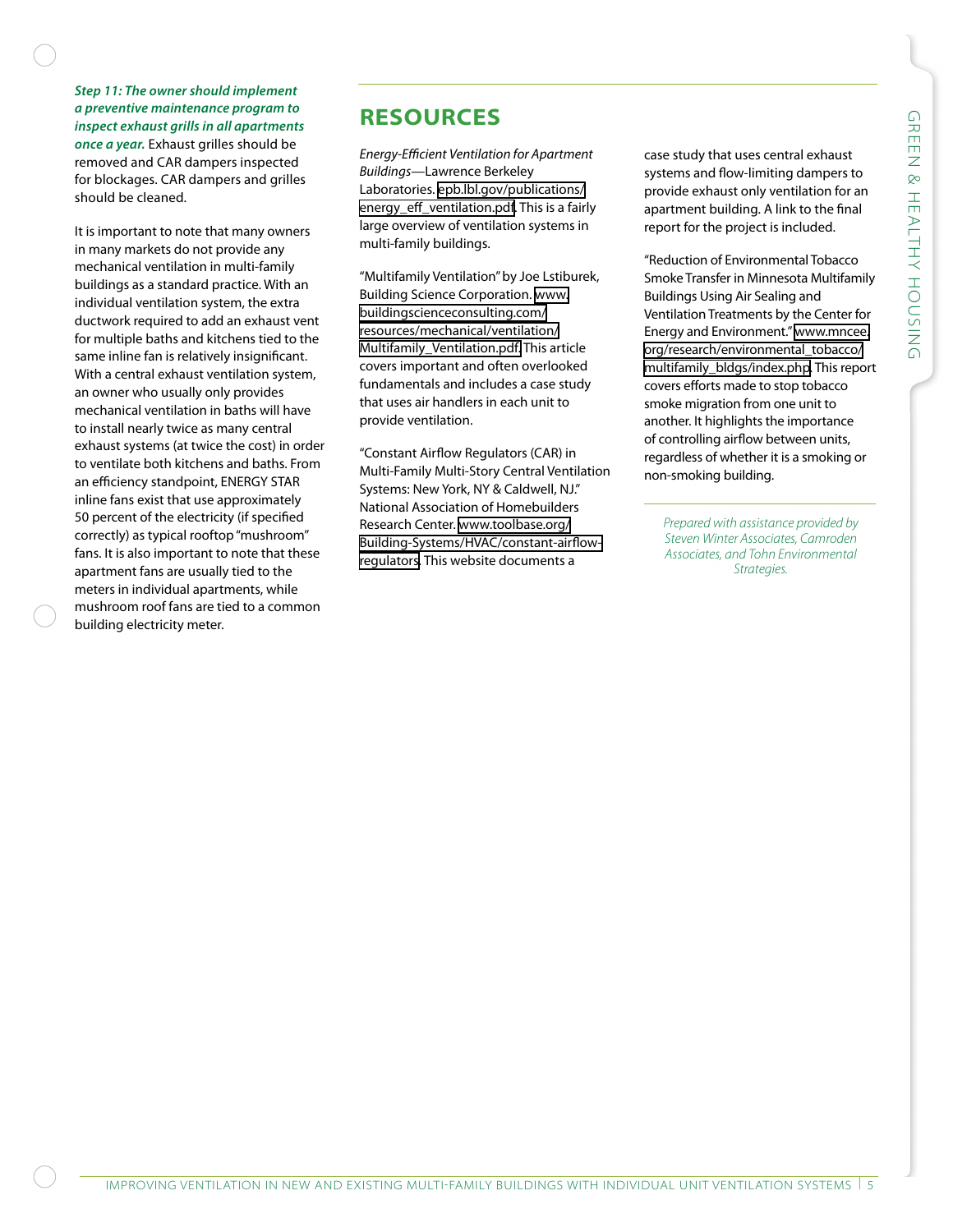***Step 11: The owner should implement a preventive maintenance program to inspect exhaust grills in all apartments once a year.*** Exhaust grilles should be removed and CAR dampers inspected for blockages. CAR dampers and grilles should be cleaned.

It is important to note that many owners in many markets do not provide any mechanical ventilation in multi-family buildings as a standard practice. With an individual ventilation system, the extra ductwork required to add an exhaust vent for multiple baths and kitchens tied to the same inline fan is relatively insignificant. With a central exhaust ventilation system, an owner who usually only provides mechanical ventilation in baths will have to install nearly twice as many central exhaust systems (at twice the cost) in order to ventilate both kitchens and baths. From an efficiency standpoint, ENERGY STAR inline fans exist that use approximately 50 percent of the electricity (if specified correctly) as typical rooftop "mushroom" fans. It is also important to note that these apartment fans are usually tied to the meters in individual apartments, while mushroom roof fans are tied to a common building electricity meter.

## RESOURCES

*Energy-Efficient Ventilation for Apartment Buildings*—Lawrence Berkeley Laboratories. epb.lbl.gov/publications/energy_eff_ventilation.pdf. This is a fairly large overview of ventilation systems in multi-family buildings.

"Multifamily Ventilation" by Joe Lstiburek, Building Science Corporation. www.buildingscienceconsulting.com/resources/mechanical/ventilation/Multifamily_Ventilation.pdf. This article covers important and often overlooked fundamentals and includes a case study that uses air handlers in each unit to provide ventilation.

"Constant Airflow Regulators (CAR) in Multi-Family Multi-Story Central Ventilation Systems: New York, NY & Caldwell, NJ." National Association of Homebuilders Research Center. www.toolbase.org/Building-Systems/HVAC/constant-airflow-regulators. This website documents a case study that uses central exhaust systems and flow-limiting dampers to provide exhaust only ventilation for an apartment building. A link to the final report for the project is included.

"Reduction of Environmental Tobacco Smoke Transfer in Minnesota Multifamily Buildings Using Air Sealing and Ventilation Treatments by the Center for Energy and Environment." www.mncee.org/research/environmental_tobacco/multifamily_bldgs/index.php. This report covers efforts made to stop tobacco smoke migration from one unit to another. It highlights the importance of controlling airflow between units, regardless of whether it is a smoking or non-smoking building.

*Prepared with assistance provided by Steven Winter Associates, Camroden Associates, and Tohn Environmental Strategies.*